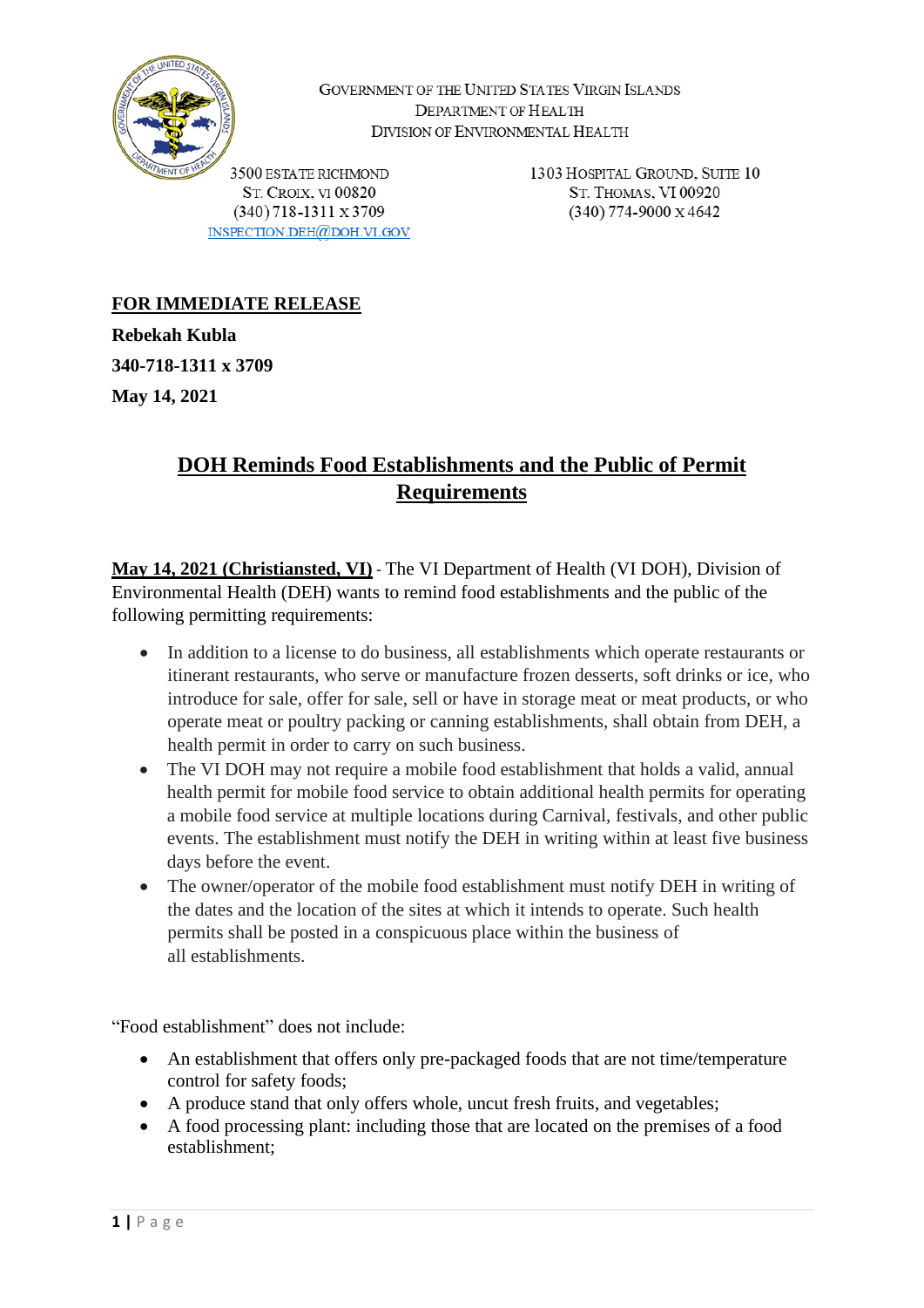GOVERNMENT OF THE UNITED STATES VIRGIN ISLANDS
DEPARTMENT OF HEALTH
DIVISION OF ENVIRONMENTAL HEALTH

3500 ESTATE RICHMOND
ST. CROIX, VI 00820
(340) 718-1311 X 3709
INSPECTION.DEH@DOH.VI.GOV

1303 HOSPITAL GROUND, SUITE 10
ST. THOMAS, VI 00920
(340) 774-9000 X 4642

**FOR IMMEDIATE RELEASE**

**Rebekah Kubla**

**340-718-1311 x 3709**

**May 14, 2021**

# DOH Reminds Food Establishments and the Public of Permit Requirements

**May 14, 2021 (Christiansted, VI)** - The VI Department of Health (VI DOH), Division of Environmental Health (DEH) wants to remind food establishments and the public of the following permitting requirements:

- In addition to a license to do business, all establishments which operate restaurants or itinerant restaurants, who serve or manufacture frozen desserts, soft drinks or ice, who introduce for sale, offer for sale, sell or have in storage meat or meat products, or who operate meat or poultry packing or canning establishments, shall obtain from DEH, a health permit in order to carry on such business.
- The VI DOH may not require a mobile food establishment that holds a valid, annual health permit for mobile food service to obtain additional health permits for operating a mobile food service at multiple locations during Carnival, festivals, and other public events. The establishment must notify the DEH in writing within at least five business days before the event.
- The owner/operator of the mobile food establishment must notify DEH in writing of the dates and the location of the sites at which it intends to operate. Such health permits shall be posted in a conspicuous place within the business of all establishments.

"Food establishment" does not include:

- An establishment that offers only pre-packaged foods that are not time/temperature control for safety foods;
- A produce stand that only offers whole, uncut fresh fruits, and vegetables;
- A food processing plant: including those that are located on the premises of a food establishment;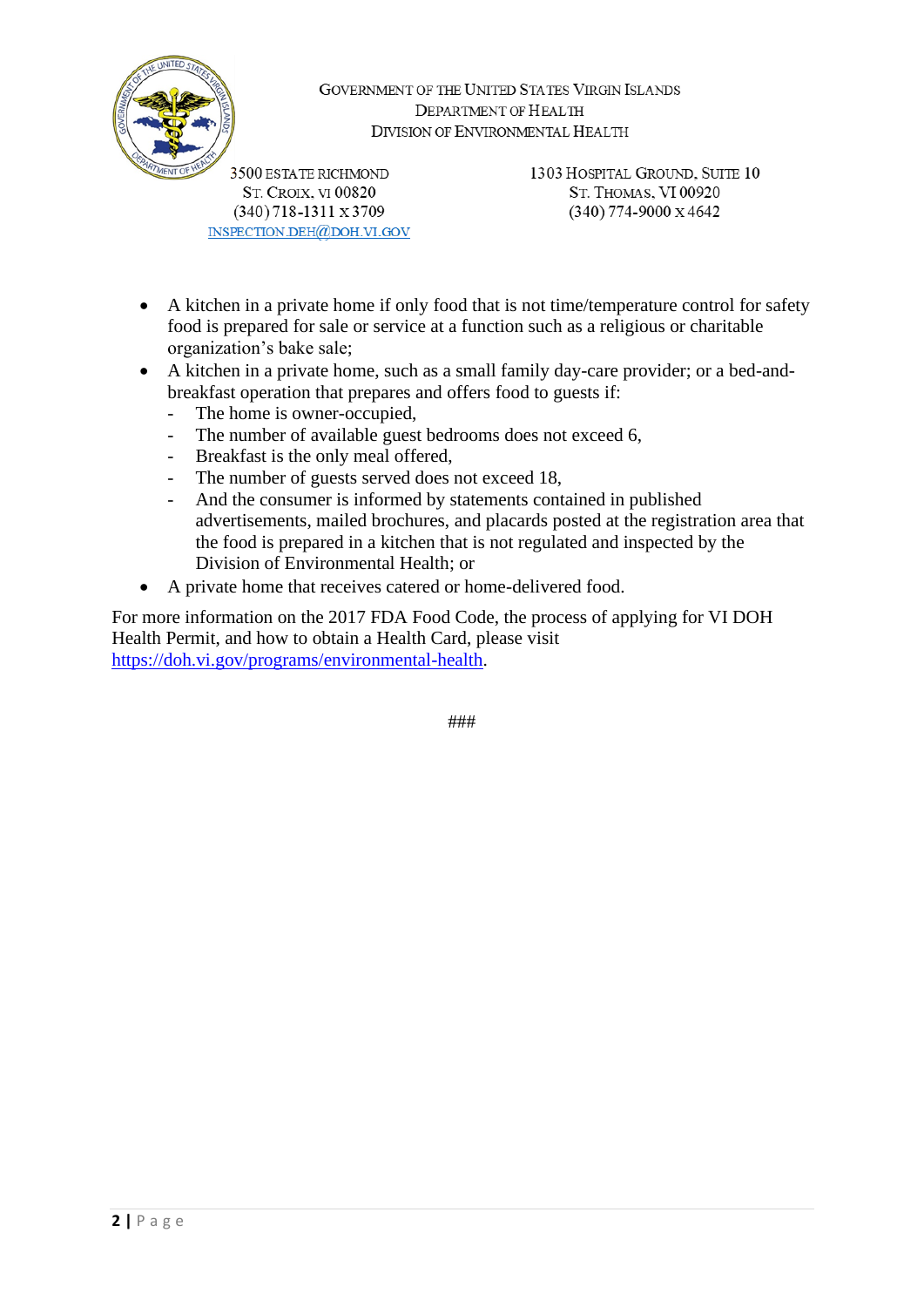- A kitchen in a private home if only food that is not time/temperature control for safety food is prepared for sale or service at a function such as a religious or charitable organization's bake sale;
- A kitchen in a private home, such as a small family day-care provider; or a bed-and-breakfast operation that prepares and offers food to guests if:
  - The home is owner-occupied,
  - The number of available guest bedrooms does not exceed 6,
  - Breakfast is the only meal offered,
  - The number of guests served does not exceed 18,
  - And the consumer is informed by statements contained in published advertisements, mailed brochures, and placards posted at the registration area that the food is prepared in a kitchen that is not regulated and inspected by the Division of Environmental Health; or
- A private home that receives catered or home-delivered food.

For more information on the 2017 FDA Food Code, the process of applying for VI DOH Health Permit, and how to obtain a Health Card, please visit https://doh.vi.gov/programs/environmental-health.

###